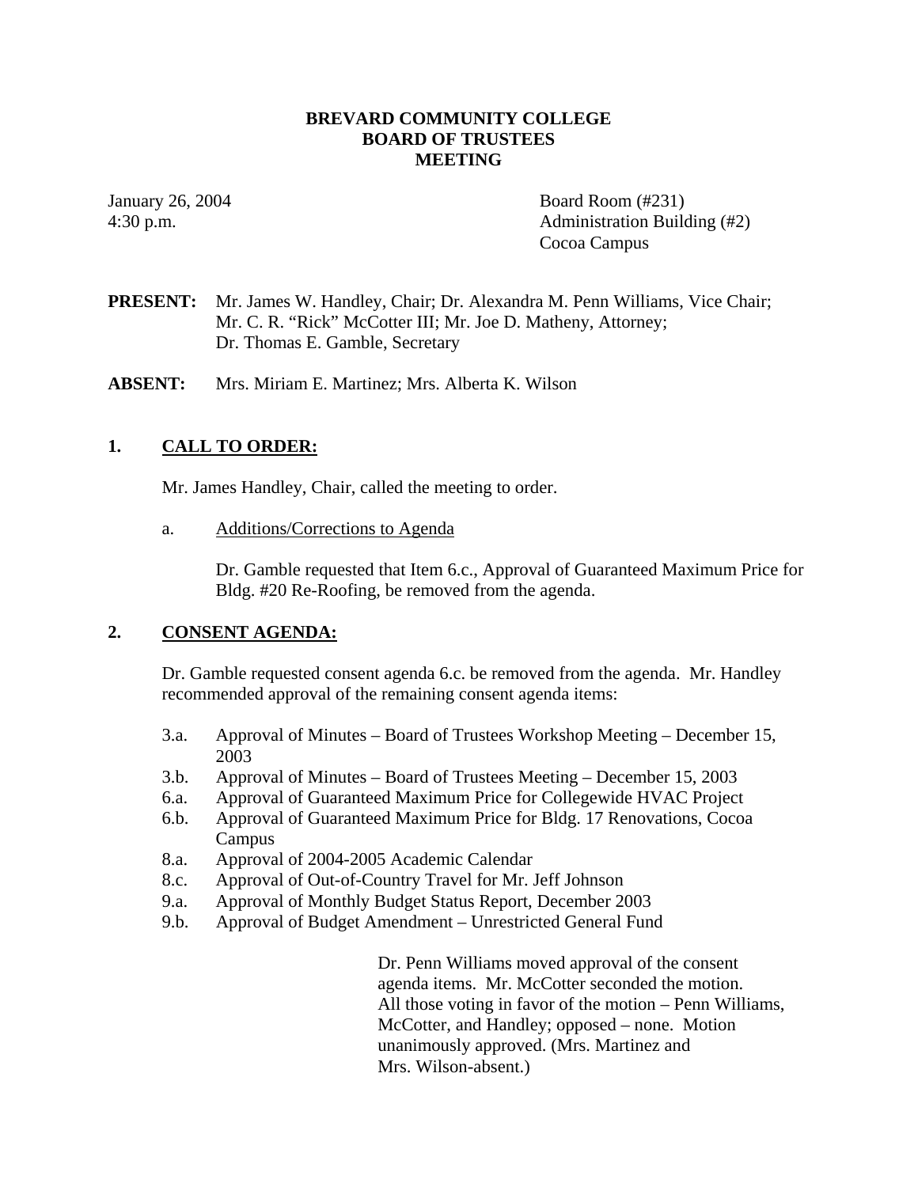# BREVARD COMMUNITY COLLEGE
# BOARD OF TRUSTEES
# MEETING

January 26, 2004
4:30 p.m.

Board Room (#231)
Administration Building (#2)
Cocoa Campus

**PRESENT:** Mr. James W. Handley, Chair; Dr. Alexandra M. Penn Williams, Vice Chair; Mr. C. R. "Rick" McCotter III; Mr. Joe D. Matheny, Attorney; Dr. Thomas E. Gamble, Secretary

**ABSENT:** Mrs. Miriam E. Martinez; Mrs. Alberta K. Wilson

## 1. CALL TO ORDER:

Mr. James Handley, Chair, called the meeting to order.

a. Additions/Corrections to Agenda

Dr. Gamble requested that Item 6.c., Approval of Guaranteed Maximum Price for Bldg. #20 Re-Roofing, be removed from the agenda.

## 2. CONSENT AGENDA:

Dr. Gamble requested consent agenda 6.c. be removed from the agenda. Mr. Handley recommended approval of the remaining consent agenda items:

- 3.a. Approval of Minutes – Board of Trustees Workshop Meeting – December 15, 2003
- 3.b. Approval of Minutes – Board of Trustees Meeting – December 15, 2003
- 6.a. Approval of Guaranteed Maximum Price for Collegewide HVAC Project
- 6.b. Approval of Guaranteed Maximum Price for Bldg. 17 Renovations, Cocoa Campus
- 8.a. Approval of 2004-2005 Academic Calendar
- 8.c. Approval of Out-of-Country Travel for Mr. Jeff Johnson
- 9.a. Approval of Monthly Budget Status Report, December 2003
- 9.b. Approval of Budget Amendment – Unrestricted General Fund

Dr. Penn Williams moved approval of the consent agenda items. Mr. McCotter seconded the motion. All those voting in favor of the motion – Penn Williams, McCotter, and Handley; opposed – none. Motion unanimously approved. (Mrs. Martinez and Mrs. Wilson-absent.)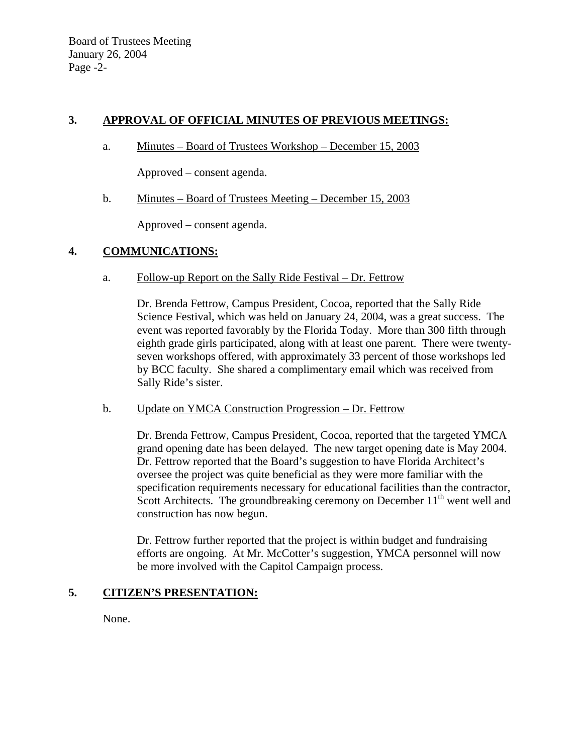## 3. APPROVAL OF OFFICIAL MINUTES OF PREVIOUS MEETINGS:

a. Minutes – Board of Trustees Workshop – December 15, 2003

Approved – consent agenda.

b. Minutes – Board of Trustees Meeting – December 15, 2003

Approved – consent agenda.

## 4. COMMUNICATIONS:

a. Follow-up Report on the Sally Ride Festival – Dr. Fettrow

Dr. Brenda Fettrow, Campus President, Cocoa, reported that the Sally Ride Science Festival, which was held on January 24, 2004, was a great success. The event was reported favorably by the Florida Today. More than 300 fifth through eighth grade girls participated, along with at least one parent. There were twenty-seven workshops offered, with approximately 33 percent of those workshops led by BCC faculty. She shared a complimentary email which was received from Sally Ride's sister.

b. Update on YMCA Construction Progression – Dr. Fettrow

Dr. Brenda Fettrow, Campus President, Cocoa, reported that the targeted YMCA grand opening date has been delayed. The new target opening date is May 2004. Dr. Fettrow reported that the Board's suggestion to have Florida Architect's oversee the project was quite beneficial as they were more familiar with the specification requirements necessary for educational facilities than the contractor, Scott Architects. The groundbreaking ceremony on December 11th went well and construction has now begun.

Dr. Fettrow further reported that the project is within budget and fundraising efforts are ongoing. At Mr. McCotter's suggestion, YMCA personnel will now be more involved with the Capitol Campaign process.

## 5. CITIZEN'S PRESENTATION:

None.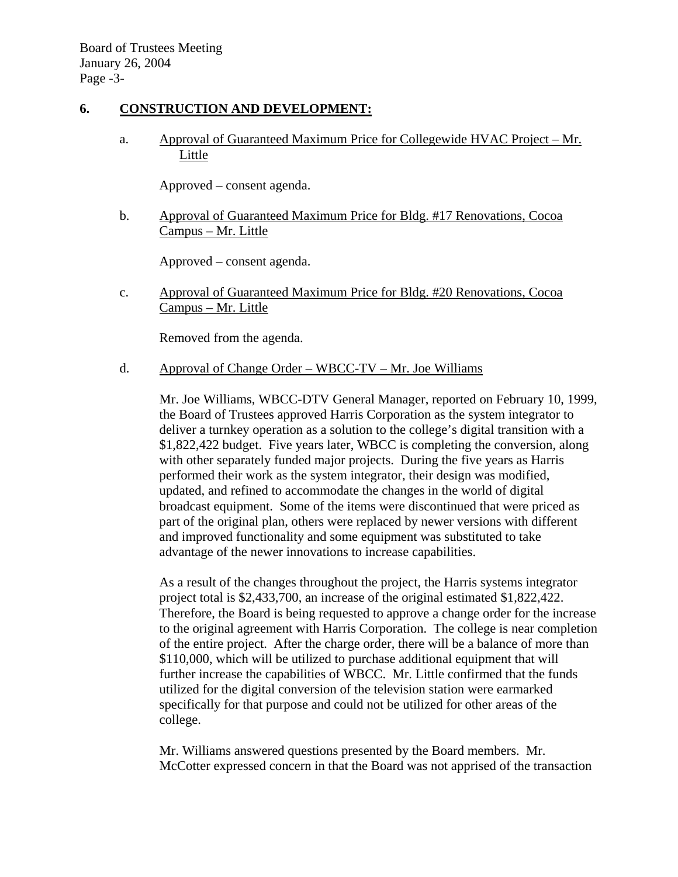## 6. CONSTRUCTION AND DEVELOPMENT:

a. Approval of Guaranteed Maximum Price for Collegewide HVAC Project – Mr. Little

Approved – consent agenda.

b. Approval of Guaranteed Maximum Price for Bldg. #17 Renovations, Cocoa Campus – Mr. Little

Approved – consent agenda.

c. Approval of Guaranteed Maximum Price for Bldg. #20 Renovations, Cocoa Campus – Mr. Little

Removed from the agenda.

d. Approval of Change Order – WBCC-TV – Mr. Joe Williams

Mr. Joe Williams, WBCC-DTV General Manager, reported on February 10, 1999, the Board of Trustees approved Harris Corporation as the system integrator to deliver a turnkey operation as a solution to the college's digital transition with a $1,822,422 budget. Five years later, WBCC is completing the conversion, along with other separately funded major projects. During the five years as Harris performed their work as the system integrator, their design was modified, updated, and refined to accommodate the changes in the world of digital broadcast equipment. Some of the items were discontinued that were priced as part of the original plan, others were replaced by newer versions with different and improved functionality and some equipment was substituted to take advantage of the newer innovations to increase capabilities.

As a result of the changes throughout the project, the Harris systems integrator project total is $2,433,700, an increase of the original estimated $1,822,422. Therefore, the Board is being requested to approve a change order for the increase to the original agreement with Harris Corporation. The college is near completion of the entire project. After the charge order, there will be a balance of more than $110,000, which will be utilized to purchase additional equipment that will further increase the capabilities of WBCC. Mr. Little confirmed that the funds utilized for the digital conversion of the television station were earmarked specifically for that purpose and could not be utilized for other areas of the college.

Mr. Williams answered questions presented by the Board members. Mr. McCotter expressed concern in that the Board was not apprised of the transaction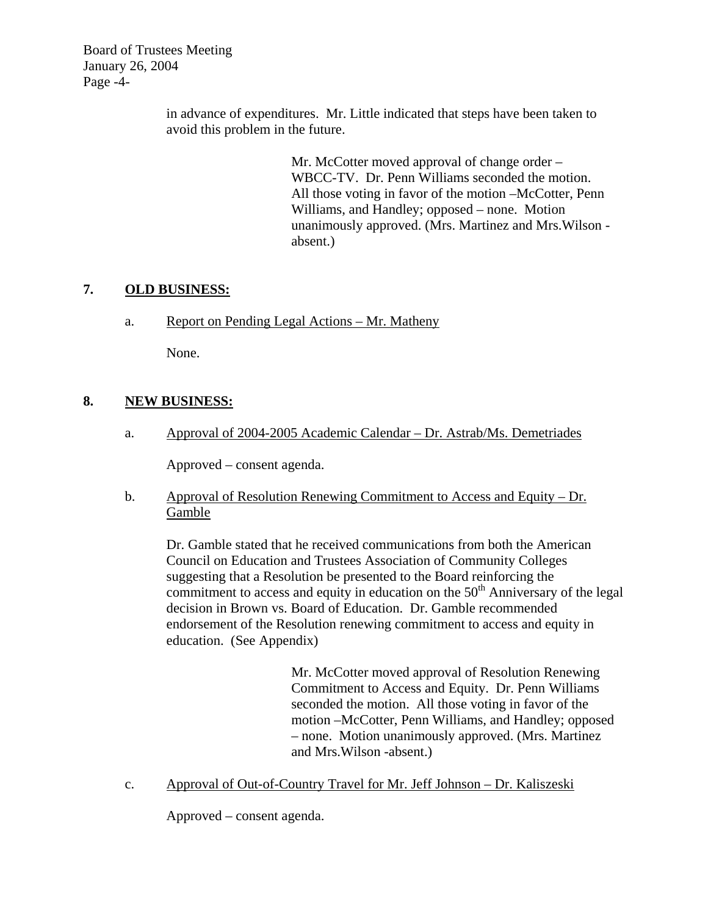in advance of expenditures. Mr. Little indicated that steps have been taken to avoid this problem in the future.

> Mr. McCotter moved approval of change order – WBCC-TV. Dr. Penn Williams seconded the motion. All those voting in favor of the motion –McCotter, Penn Williams, and Handley; opposed – none. Motion unanimously approved. (Mrs. Martinez and Mrs.Wilson - absent.)

## 7. OLD BUSINESS:

a. Report on Pending Legal Actions – Mr. Matheny

None.

## 8. NEW BUSINESS:

a. Approval of 2004-2005 Academic Calendar – Dr. Astrab/Ms. Demetriades

Approved – consent agenda.

b. Approval of Resolution Renewing Commitment to Access and Equity – Dr. Gamble

Dr. Gamble stated that he received communications from both the American Council on Education and Trustees Association of Community Colleges suggesting that a Resolution be presented to the Board reinforcing the commitment to access and equity in education on the 50th Anniversary of the legal decision in Brown vs. Board of Education. Dr. Gamble recommended endorsement of the Resolution renewing commitment to access and equity in education. (See Appendix)

> Mr. McCotter moved approval of Resolution Renewing Commitment to Access and Equity. Dr. Penn Williams seconded the motion. All those voting in favor of the motion –McCotter, Penn Williams, and Handley; opposed – none. Motion unanimously approved. (Mrs. Martinez and Mrs.Wilson -absent.)

c. Approval of Out-of-Country Travel for Mr. Jeff Johnson – Dr. Kaliszeski

Approved – consent agenda.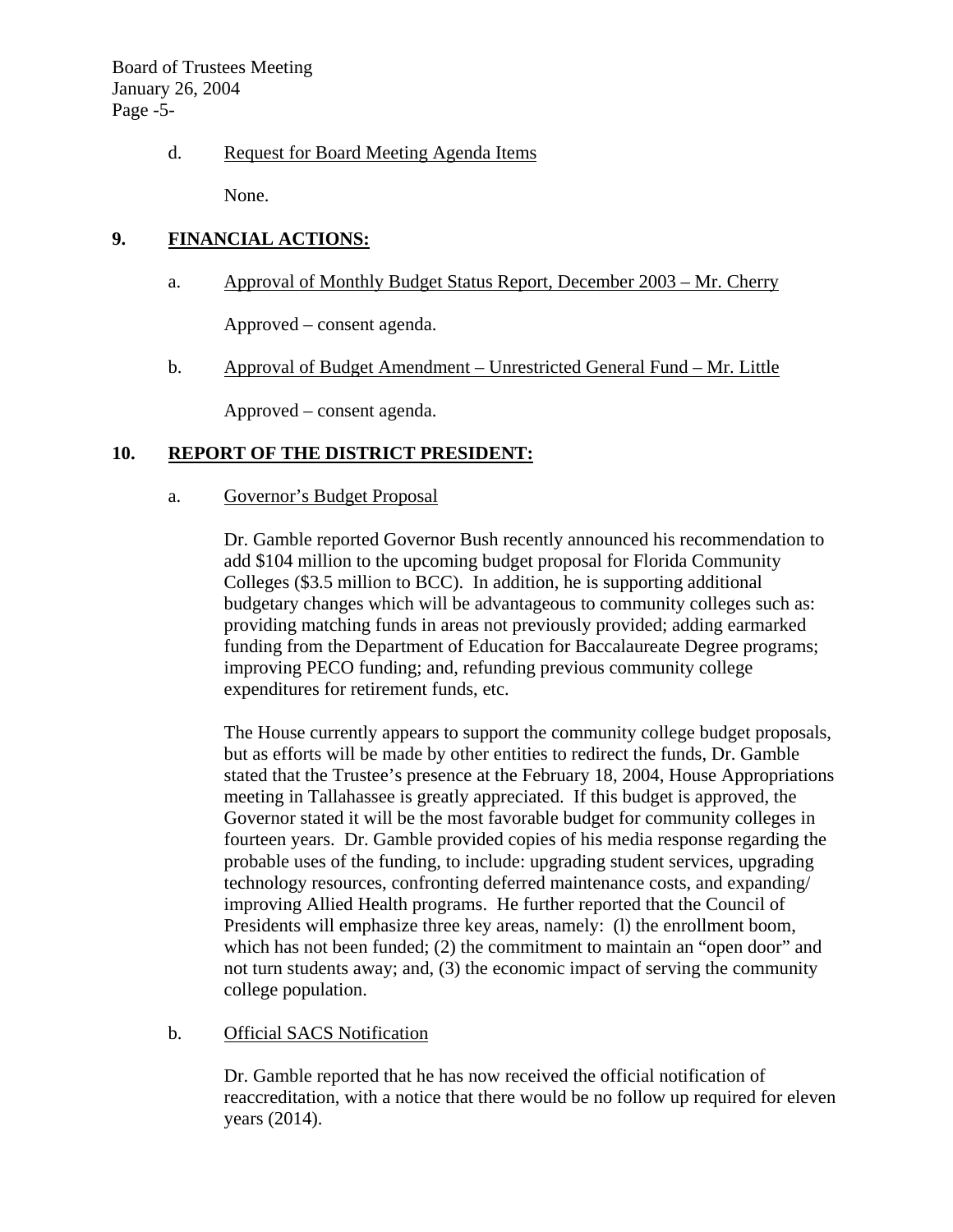d. Request for Board Meeting Agenda Items

None.

## 9. FINANCIAL ACTIONS:

a. Approval of Monthly Budget Status Report, December 2003 – Mr. Cherry

Approved – consent agenda.

b. Approval of Budget Amendment – Unrestricted General Fund – Mr. Little

Approved – consent agenda.

## 10. REPORT OF THE DISTRICT PRESIDENT:

a. Governor's Budget Proposal

Dr. Gamble reported Governor Bush recently announced his recommendation to add $104 million to the upcoming budget proposal for Florida Community Colleges ($3.5 million to BCC). In addition, he is supporting additional budgetary changes which will be advantageous to community colleges such as: providing matching funds in areas not previously provided; adding earmarked funding from the Department of Education for Baccalaureate Degree programs; improving PECO funding; and, refunding previous community college expenditures for retirement funds, etc.

The House currently appears to support the community college budget proposals, but as efforts will be made by other entities to redirect the funds, Dr. Gamble stated that the Trustee's presence at the February 18, 2004, House Appropriations meeting in Tallahassee is greatly appreciated. If this budget is approved, the Governor stated it will be the most favorable budget for community colleges in fourteen years. Dr. Gamble provided copies of his media response regarding the probable uses of the funding, to include: upgrading student services, upgrading technology resources, confronting deferred maintenance costs, and expanding/ improving Allied Health programs. He further reported that the Council of Presidents will emphasize three key areas, namely: (l) the enrollment boom, which has not been funded; (2) the commitment to maintain an "open door" and not turn students away; and, (3) the economic impact of serving the community college population.

b. Official SACS Notification

Dr. Gamble reported that he has now received the official notification of reaccreditation, with a notice that there would be no follow up required for eleven years (2014).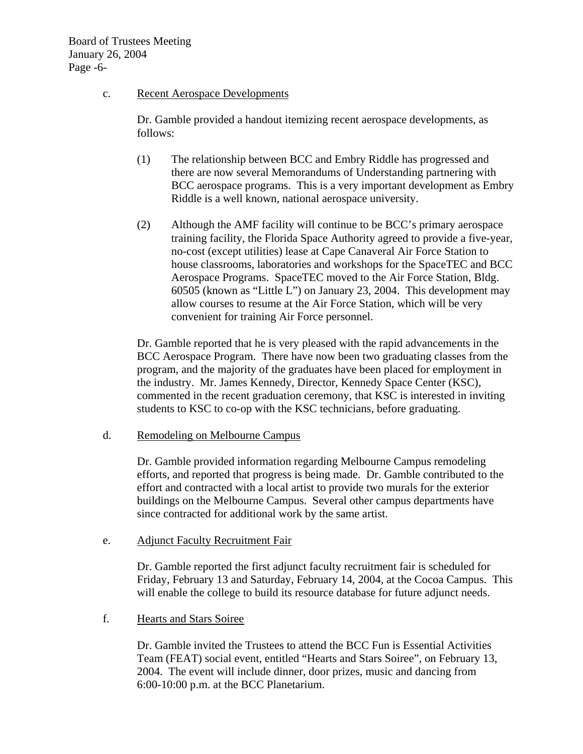c. <u>Recent Aerospace Developments</u>

Dr. Gamble provided a handout itemizing recent aerospace developments, as follows:

(1) The relationship between BCC and Embry Riddle has progressed and there are now several Memorandums of Understanding partnering with BCC aerospace programs. This is a very important development as Embry Riddle is a well known, national aerospace university.

(2) Although the AMF facility will continue to be BCC's primary aerospace training facility, the Florida Space Authority agreed to provide a five-year, no-cost (except utilities) lease at Cape Canaveral Air Force Station to house classrooms, laboratories and workshops for the SpaceTEC and BCC Aerospace Programs. SpaceTEC moved to the Air Force Station, Bldg. 60505 (known as "Little L") on January 23, 2004. This development may allow courses to resume at the Air Force Station, which will be very convenient for training Air Force personnel.

Dr. Gamble reported that he is very pleased with the rapid advancements in the BCC Aerospace Program. There have now been two graduating classes from the program, and the majority of the graduates have been placed for employment in the industry. Mr. James Kennedy, Director, Kennedy Space Center (KSC), commented in the recent graduation ceremony, that KSC is interested in inviting students to KSC to co-op with the KSC technicians, before graduating.

d. <u>Remodeling on Melbourne Campus</u>

Dr. Gamble provided information regarding Melbourne Campus remodeling efforts, and reported that progress is being made. Dr. Gamble contributed to the effort and contracted with a local artist to provide two murals for the exterior buildings on the Melbourne Campus. Several other campus departments have since contracted for additional work by the same artist.

e. <u>Adjunct Faculty Recruitment Fair</u>

Dr. Gamble reported the first adjunct faculty recruitment fair is scheduled for Friday, February 13 and Saturday, February 14, 2004, at the Cocoa Campus. This will enable the college to build its resource database for future adjunct needs.

f. <u>Hearts and Stars Soiree</u>

Dr. Gamble invited the Trustees to attend the BCC Fun is Essential Activities Team (FEAT) social event, entitled "Hearts and Stars Soiree", on February 13, 2004. The event will include dinner, door prizes, music and dancing from 6:00-10:00 p.m. at the BCC Planetarium.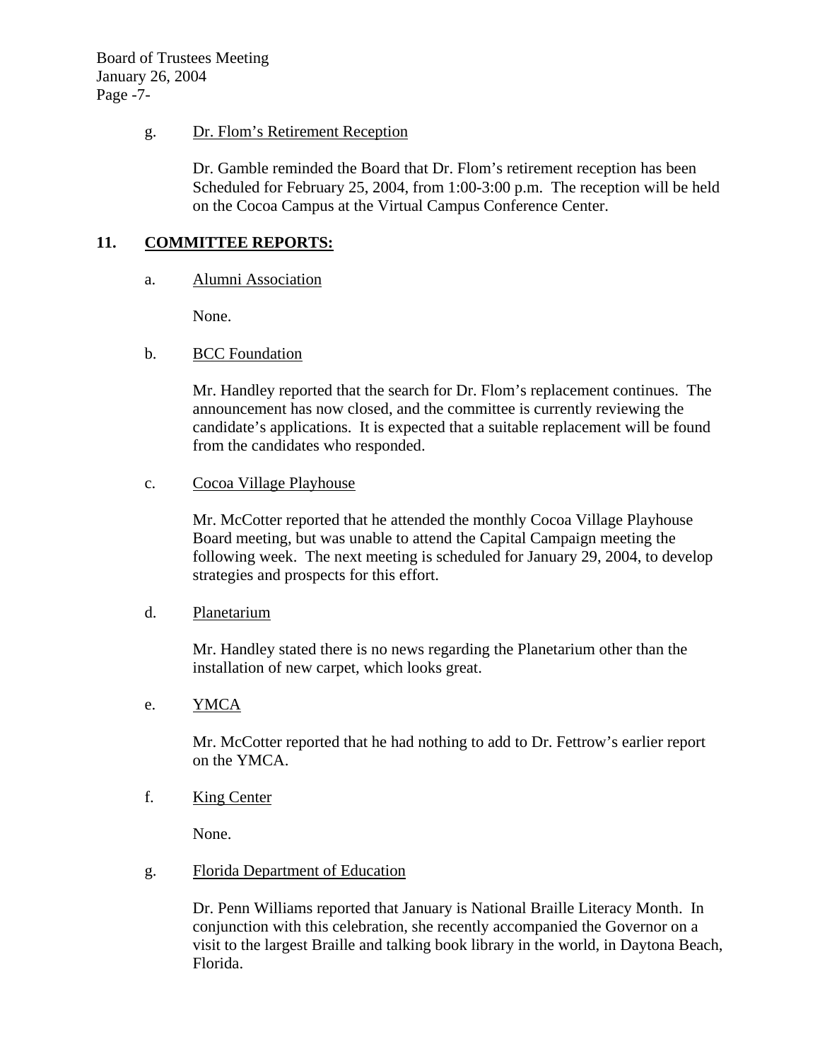g. Dr. Flom's Retirement Reception

Dr. Gamble reminded the Board that Dr. Flom's retirement reception has been Scheduled for February 25, 2004, from 1:00-3:00 p.m. The reception will be held on the Cocoa Campus at the Virtual Campus Conference Center.

## 11. COMMITTEE REPORTS:

a. Alumni Association

None.

b. BCC Foundation

Mr. Handley reported that the search for Dr. Flom's replacement continues. The announcement has now closed, and the committee is currently reviewing the candidate's applications. It is expected that a suitable replacement will be found from the candidates who responded.

c. Cocoa Village Playhouse

Mr. McCotter reported that he attended the monthly Cocoa Village Playhouse Board meeting, but was unable to attend the Capital Campaign meeting the following week. The next meeting is scheduled for January 29, 2004, to develop strategies and prospects for this effort.

d. Planetarium

Mr. Handley stated there is no news regarding the Planetarium other than the installation of new carpet, which looks great.

e. YMCA

Mr. McCotter reported that he had nothing to add to Dr. Fettrow's earlier report on the YMCA.

f. King Center

None.

g. Florida Department of Education

Dr. Penn Williams reported that January is National Braille Literacy Month. In conjunction with this celebration, she recently accompanied the Governor on a visit to the largest Braille and talking book library in the world, in Daytona Beach, Florida.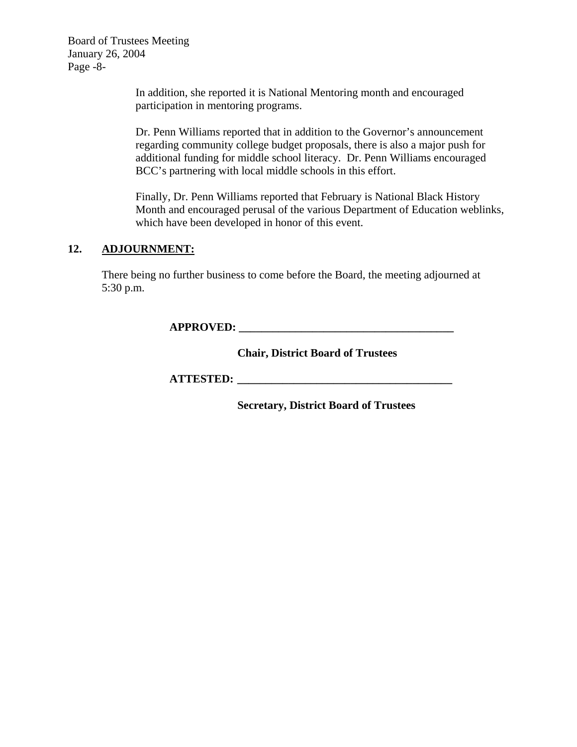In addition, she reported it is National Mentoring month and encouraged participation in mentoring programs.

Dr. Penn Williams reported that in addition to the Governor's announcement regarding community college budget proposals, there is also a major push for additional funding for middle school literacy. Dr. Penn Williams encouraged BCC's partnering with local middle schools in this effort.

Finally, Dr. Penn Williams reported that February is National Black History Month and encouraged perusal of the various Department of Education weblinks, which have been developed in honor of this event.

## 12. ADJOURNMENT:

There being no further business to come before the Board, the meeting adjourned at 5:30 p.m.

**APPROVED: \_\_\_\_\_\_\_\_\_\_\_\_\_\_\_\_\_\_\_\_\_\_\_\_\_\_\_\_\_\_\_\_\_\_\_\_\_\_**

**Chair, District Board of Trustees**

**ATTESTED: \_\_\_\_\_\_\_\_\_\_\_\_\_\_\_\_\_\_\_\_\_\_\_\_\_\_\_\_\_\_\_\_\_\_\_\_\_\_**

**Secretary, District Board of Trustees**